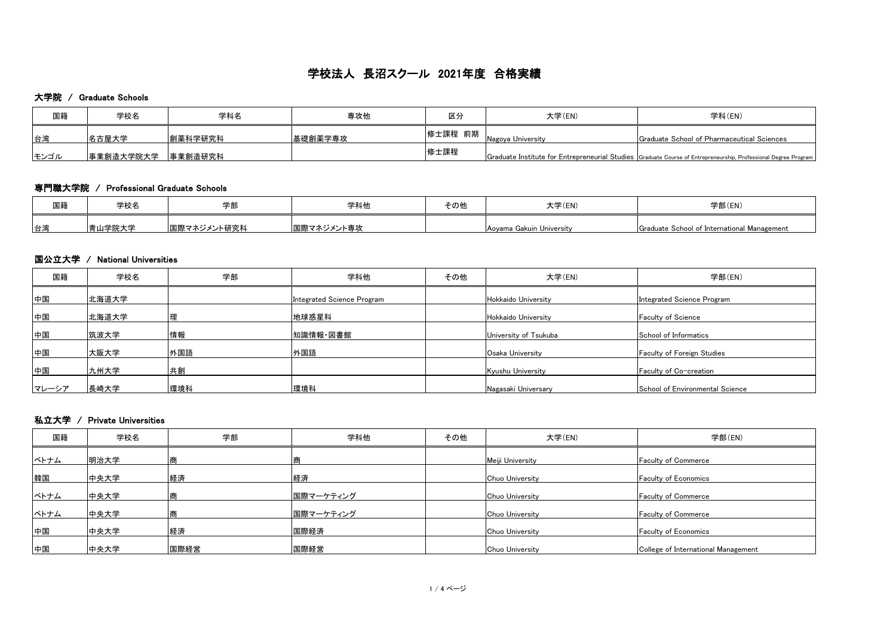# 学校法人 長沼スクール 2021年度 合格実績

## 大学院 / Graduate Schools

| 国籍 | 学校名 | 学科名 | 専攻他 | 区分 | 大学(EN) | 学科(EN) |
|---|---|---|---|---|---|---|
| 台湾 | 名古屋大学 | 創薬科学研究科 | 基礎創薬学専攻 | 修士課程 前期 | Nagoya University | Graduate School of Pharmaceutical Sciences |
| モンゴル | 事業創造大学院大学 | 事業創造研究科 | | 修士課程 | Graduate Institute for Entrepreneurial Studies | Graduate Course of Entrepreneurship, Professional Degree Program |

## 専門職大学院 / Professional Graduate Schools

| 国籍 | 学校名 | 学部 | 学科他 | その他 | 大学(EN) | 学部(EN) |
|---|---|---|---|---|---|---|
| 台湾 | 青山学院大学 | 国際マネジメント研究科 | 国際マネジメント専攻 | | Aoyama Gakuin University | Graduate School of International Management |

## 国公立大学 / National Universities

| 国籍 | 学校名 | 学部 | 学科他 | その他 | 大学(EN) | 学部(EN) |
|---|---|---|---|---|---|---|
| 中国 | 北海道大学 | | Integrated Science Program | | Hokkaido University | Integrated Science Program |
| 中国 | 北海道大学 | 理 | 地球惑星科 | | Hokkaido University | Faculty of Science |
| 中国 | 筑波大学 | 情報 | 知識情報・図書館 | | University of Tsukuba | School of Informatics |
| 中国 | 大阪大学 | 外国語 | 外国語 | | Osaka University | Faculty of Foreign Studies |
| 中国 | 九州大学 | 共創 | | | Kyushu University | Faculty of Co-creation |
| マレーシア | 長崎大学 | 環境科 | 環境科 | | Nagasaki Universary | School of Environmental Science |

## 私立大学 / Private Universities

| 国籍 | 学校名 | 学部 | 学科他 | その他 | 大学(EN) | 学部(EN) |
|---|---|---|---|---|---|---|
| ベトナム | 明治大学 | 商 | 商 | | Meiji University | Faculty of Commerce |
| 韓国 | 中央大学 | 経済 | 経済 | | Chuo University | Faculty of Economics |
| ベトナム | 中央大学 | 商 | 国際マーケティング | | Chuo University | Faculty of Commerce |
| ベトナム | 中央大学 | 商 | 国際マーケティング | | Chuo University | Faculty of Commerce |
| 中国 | 中央大学 | 経済 | 国際経済 | | Chuo University | Faculty of Economics |
| 中国 | 中央大学 | 国際経営 | 国際経営 | | Chuo University | College of International Management |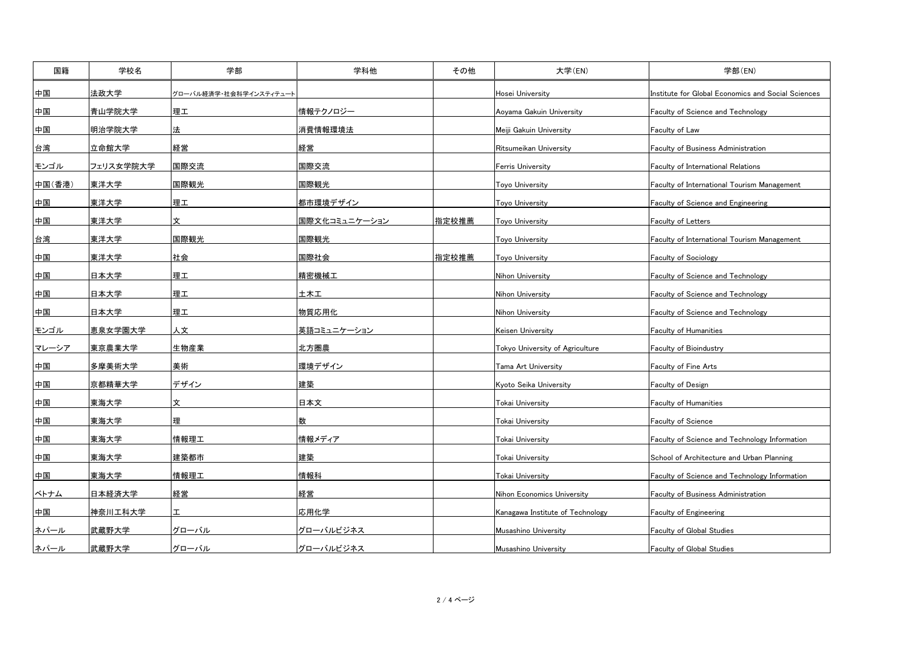| 国籍 | 学校名 | 学部 | 学科他 | その他 | 大学(EN) | 学部(EN) |
|---|---|---|---|---|---|---|
| 中国 | 法政大学 | グローバル経済学・社会科学インスティテュート | | | Hosei University | Institute for Global Economics and Social Sciences |
| 中国 | 青山学院大学 | 理工 | 情報テクノロジー | | Aoyama Gakuin University | Faculty of Science and Technology |
| 中国 | 明治学院大学 | 法 | 消費情報環境法 | | Meiji Gakuin University | Faculty of Law |
| 台湾 | 立命館大学 | 経営 | 経営 | | Ritsumeikan University | Faculty of Business Administration |
| モンゴル | フェリス女学院大学 | 国際交流 | 国際交流 | | Ferris University | Faculty of International Relations |
| 中国(香港) | 東洋大学 | 国際観光 | 国際観光 | | Toyo University | Faculty of International Tourism Management |
| 中国 | 東洋大学 | 理工 | 都市環境デザイン | | Toyo University | Faculty of Science and Engineering |
| 中国 | 東洋大学 | 文 | 国際文化コミュニケーション | 指定校推薦 | Toyo University | Faculty of Letters |
| 台湾 | 東洋大学 | 国際観光 | 国際観光 | | Toyo University | Faculty of International Tourism Management |
| 中国 | 東洋大学 | 社会 | 国際社会 | 指定校推薦 | Toyo University | Faculty of Sociology |
| 中国 | 日本大学 | 理工 | 精密機械工 | | Nihon University | Faculty of Science and Technology |
| 中国 | 日本大学 | 理工 | 土木工 | | Nihon University | Faculty of Science and Technology |
| 中国 | 日本大学 | 理工 | 物質応用化 | | Nihon University | Faculty of Science and Technology |
| モンゴル | 恵泉女学園大学 | 人文 | 英語コミュニケーション | | Keisen University | Faculty of Humanities |
| マレーシア | 東京農業大学 | 生物産業 | 北方圏農 | | Tokyo University of Agriculture | Faculty of Bioindustry |
| 中国 | 多摩美術大学 | 美術 | 環境デザイン | | Tama Art University | Faculty of Fine Arts |
| 中国 | 京都精華大学 | デザイン | 建築 | | Kyoto Seika University | Faculty of Design |
| 中国 | 東海大学 | 文 | 日本文 | | Tokai University | Faculty of Humanities |
| 中国 | 東海大学 | 理 | 数 | | Tokai University | Faculty of Science |
| 中国 | 東海大学 | 情報理工 | 情報メディア | | Tokai University | Faculty of Science and Technology Information |
| 中国 | 東海大学 | 建築都市 | 建築 | | Tokai University | School of Architecture and Urban Planning |
| 中国 | 東海大学 | 情報理工 | 情報科 | | Tokai University | Faculty of Science and Technology Information |
| ベトナム | 日本経済大学 | 経営 | 経営 | | Nihon Economics University | Faculty of Business Administration |
| 中国 | 神奈川工科大学 | 工 | 応用化学 | | Kanagawa Institute of Technology | Faculty of Engineering |
| ネパール | 武蔵野大学 | グローバル | グローバルビジネス | | Musashino University | Faculty of Global Studies |
| ネパール | 武蔵野大学 | グローバル | グローバルビジネス | | Musashino University | Faculty of Global Studies |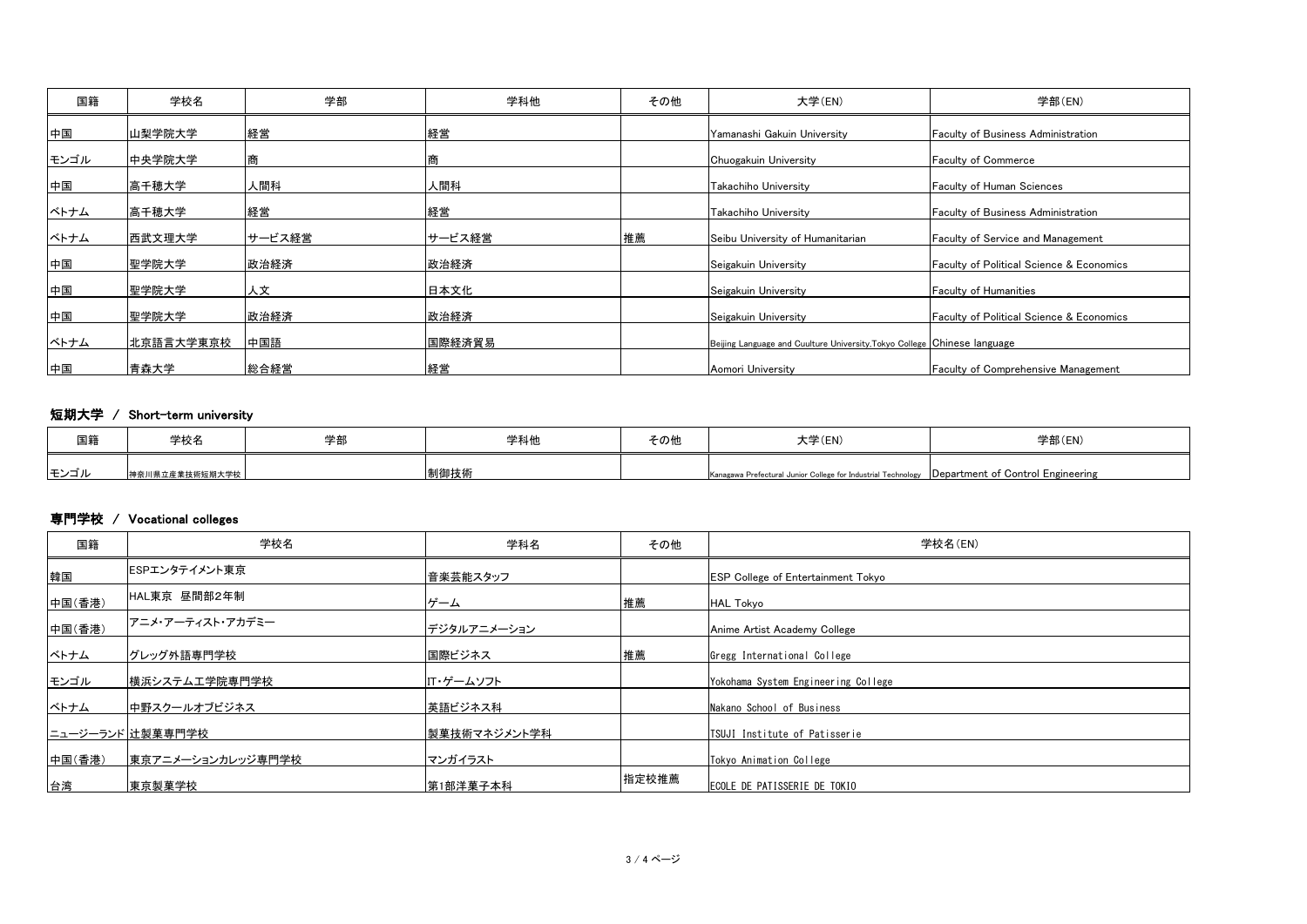| 国籍 | 学校名 | 学部 | 学科他 | その他 | 大学(EN) | 学部(EN) |
|---|---|---|---|---|---|---|
| 中国 | 山梨学院大学 | 経営 | 経営 | | Yamanashi Gakuin University | Faculty of Business Administration |
| モンゴル | 中央学院大学 | 商 | 商 | | Chuogakuin University | Faculty of Commerce |
| 中国 | 高千穂大学 | 人間科 | 人間科 | | Takachiho University | Faculty of Human Sciences |
| ベトナム | 高千穂大学 | 経営 | 経営 | | Takachiho University | Faculty of Business Administration |
| ベトナム | 西武文理大学 | サービス経営 | サービス経営 | 推薦 | Seibu University of Humanitarian | Faculty of Service and Management |
| 中国 | 聖学院大学 | 政治経済 | 政治経済 | | Seigakuin University | Faculty of Political Science & Economics |
| 中国 | 聖学院大学 | 人文 | 日本文化 | | Seigakuin University | Faculty of Humanities |
| 中国 | 聖学院大学 | 政治経済 | 政治経済 | | Seigakuin University | Faculty of Political Science & Economics |
| ベトナム | 北京語言大学東京校 | 中国語 | 国際経済貿易 | | Beijing Language and Cuulture University,Tokyo College | Chinese language |
| 中国 | 青森大学 | 総合経営 | 経営 | | Aomori University | Faculty of Comprehensive Management |

## 短期大学 / Short-term university

| 国籍 | 学校名 | 学部 | 学科他 | その他 | 大学(EN) | 学部(EN) |
|---|---|---|---|---|---|---|
| モンゴル | 神奈川県立産業技術短期大学校 | | 制御技術 | | Kanagawa Prefectural Junior College for Industrial Technology | Department of Control Engineering |

## 専門学校 / Vocational colleges

| 国籍 | 学校名 | 学科名 | その他 | 学校名(EN) |
|---|---|---|---|---|
| 韓国 | ESPエンタテイメント東京 | 音楽芸能スタッフ | | ESP College of Entertainment Tokyo |
| 中国(香港) | HAL東京 昼間部2年制 | ゲーム | 推薦 | HAL Tokyo |
| 中国(香港) | アニメ・アーティスト・アカデミー | デジタルアニメーション | | Anime Artist Academy College |
| ベトナム | グレッグ外語専門学校 | 国際ビジネス | 推薦 | Gregg International College |
| モンゴル | 横浜システム工学院専門学校 | IT・ゲームソフト | | Yokohama System Engineering College |
| ベトナム | 中野スクールオブビジネス | 英語ビジネス科 | | Nakano School of Business |
| ニュージーランド | 辻製菓専門学校 | 製菓技術マネジメント学科 | | TSUJI Institute of Patisserie |
| 中国(香港) | 東京アニメーションカレッジ専門学校 | マンガイラスト | | Tokyo Animation College |
| 台湾 | 東京製菓学校 | 第1部洋菓子本科 | 指定校推薦 | ECOLE DE PATISSERIE DE TOKIO |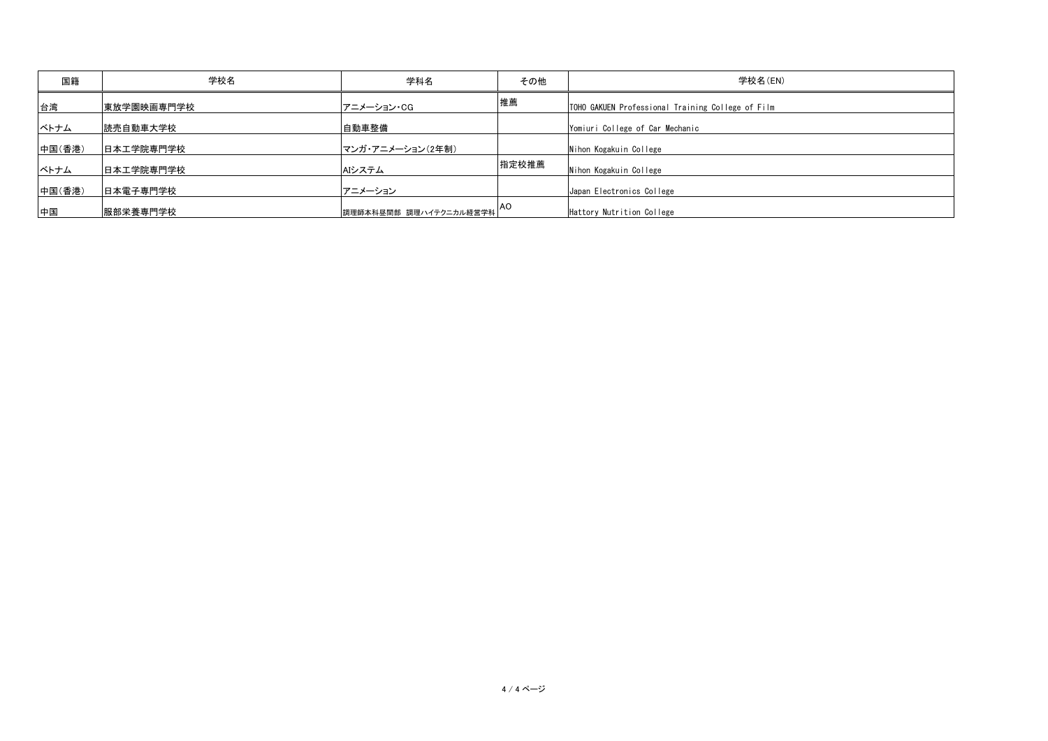| 国籍 | 学校名 | 学科名 | その他 | 学校名(EN) |
| --- | --- | --- | --- | --- |
| 台湾 | 東放学園映画専門学校 | アニメーション・CG | 推薦 | TOHO GAKUEN Professional Training College of Film |
| ベトナム | 読売自動車大学校 | 自動車整備 | | Yomiuri College of Car Mechanic |
| 中国(香港) | 日本工学院専門学校 | マンガ・アニメーション(2年制) | | Nihon Kogakuin College |
| ベトナム | 日本工学院専門学校 | AIシステム | 指定校推薦 | Nihon Kogakuin College |
| 中国(香港) | 日本電子専門学校 | アニメーション | | Japan Electronics College |
| 中国 | 服部栄養専門学校 | 調理師本科昼間部 調理ハイテクニカル経営学科 | AO | Hattory Nutrition College |